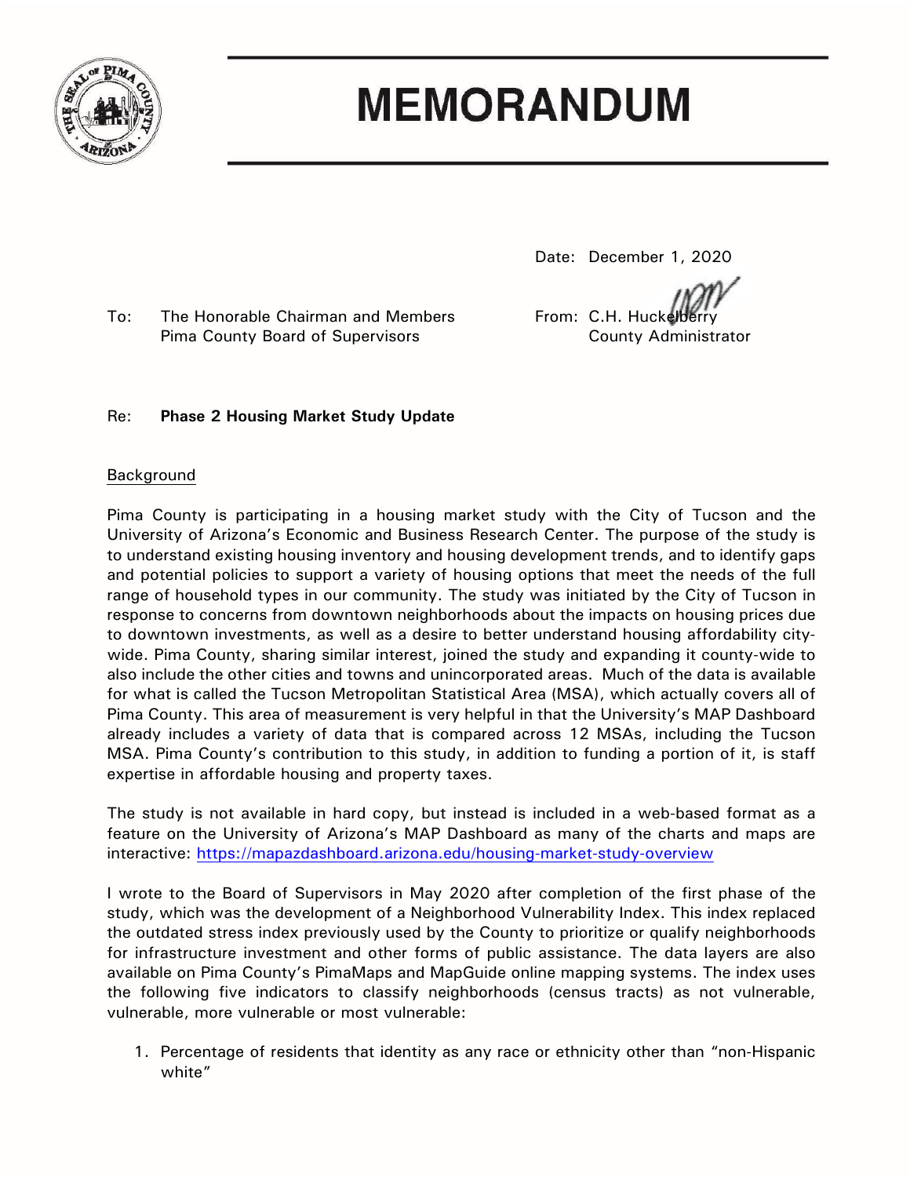# MEMORANDUM

Date: December 1, 2020

To: The Honorable Chairman and Members
Pima County Board of Supervisors

From: C.H. Huckelberry
County Administrator

Re: **Phase 2 Housing Market Study Update**

## Background

Pima County is participating in a housing market study with the City of Tucson and the University of Arizona's Economic and Business Research Center. The purpose of the study is to understand existing housing inventory and housing development trends, and to identify gaps and potential policies to support a variety of housing options that meet the needs of the full range of household types in our community. The study was initiated by the City of Tucson in response to concerns from downtown neighborhoods about the impacts on housing prices due to downtown investments, as well as a desire to better understand housing affordability city-wide. Pima County, sharing similar interest, joined the study and expanding it county-wide to also include the other cities and towns and unincorporated areas. Much of the data is available for what is called the Tucson Metropolitan Statistical Area (MSA), which actually covers all of Pima County. This area of measurement is very helpful in that the University's MAP Dashboard already includes a variety of data that is compared across 12 MSAs, including the Tucson MSA. Pima County's contribution to this study, in addition to funding a portion of it, is staff expertise in affordable housing and property taxes.

The study is not available in hard copy, but instead is included in a web-based format as a feature on the University of Arizona's MAP Dashboard as many of the charts and maps are interactive: https://mapazdashboard.arizona.edu/housing-market-study-overview

I wrote to the Board of Supervisors in May 2020 after completion of the first phase of the study, which was the development of a Neighborhood Vulnerability Index. This index replaced the outdated stress index previously used by the County to prioritize or qualify neighborhoods for infrastructure investment and other forms of public assistance. The data layers are also available on Pima County's PimaMaps and MapGuide online mapping systems. The index uses the following five indicators to classify neighborhoods (census tracts) as not vulnerable, vulnerable, more vulnerable or most vulnerable:

1. Percentage of residents that identity as any race or ethnicity other than "non-Hispanic white"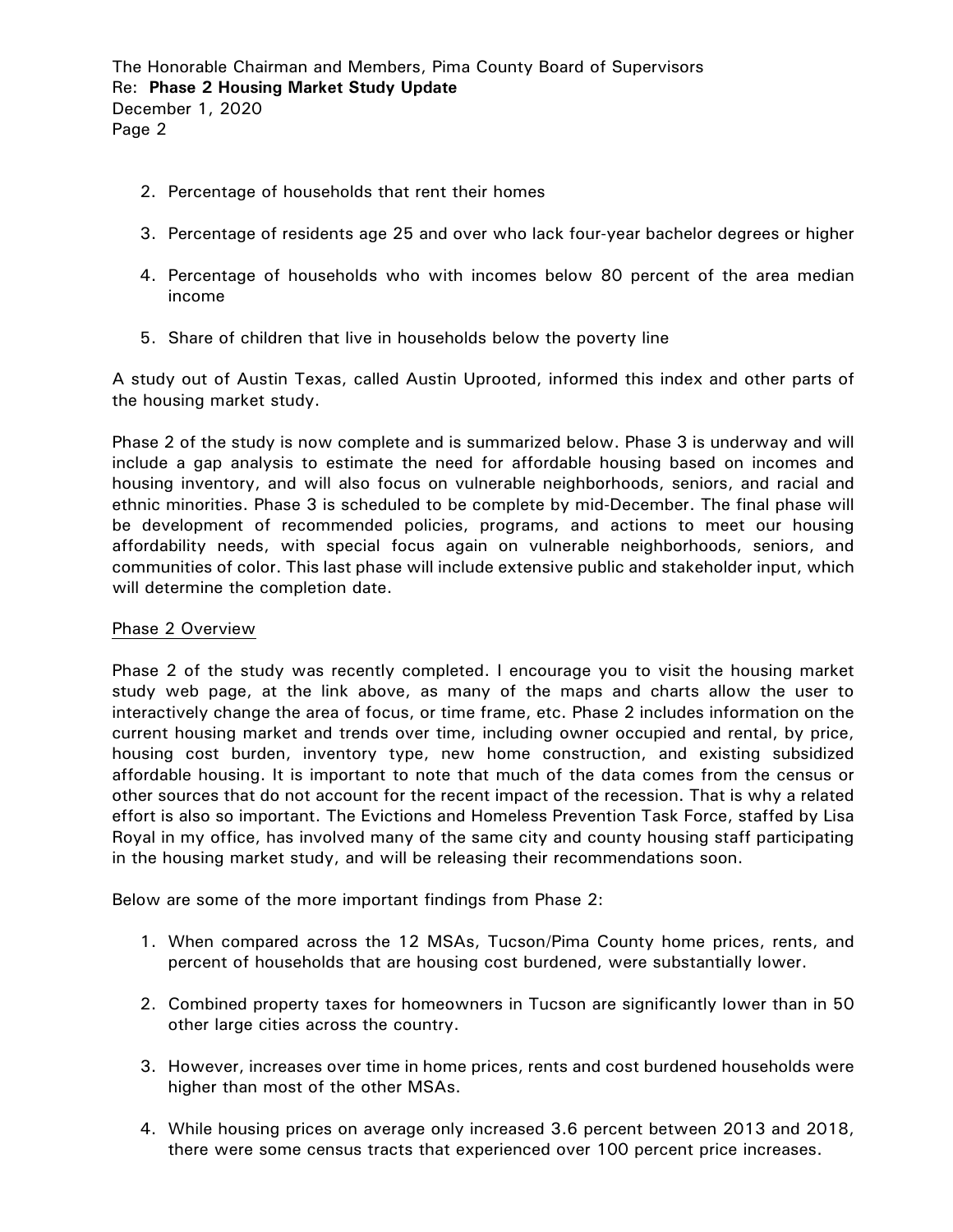2. Percentage of households that rent their homes

3. Percentage of residents age 25 and over who lack four-year bachelor degrees or higher

4. Percentage of households who with incomes below 80 percent of the area median income

5. Share of children that live in households below the poverty line

A study out of Austin Texas, called Austin Uprooted, informed this index and other parts of the housing market study.

Phase 2 of the study is now complete and is summarized below. Phase 3 is underway and will include a gap analysis to estimate the need for affordable housing based on incomes and housing inventory, and will also focus on vulnerable neighborhoods, seniors, and racial and ethnic minorities. Phase 3 is scheduled to be complete by mid-December. The final phase will be development of recommended policies, programs, and actions to meet our housing affordability needs, with special focus again on vulnerable neighborhoods, seniors, and communities of color. This last phase will include extensive public and stakeholder input, which will determine the completion date.

## Phase 2 Overview

Phase 2 of the study was recently completed. I encourage you to visit the housing market study web page, at the link above, as many of the maps and charts allow the user to interactively change the area of focus, or time frame, etc. Phase 2 includes information on the current housing market and trends over time, including owner occupied and rental, by price, housing cost burden, inventory type, new home construction, and existing subsidized affordable housing. It is important to note that much of the data comes from the census or other sources that do not account for the recent impact of the recession. That is why a related effort is also so important. The Evictions and Homeless Prevention Task Force, staffed by Lisa Royal in my office, has involved many of the same city and county housing staff participating in the housing market study, and will be releasing their recommendations soon.

Below are some of the more important findings from Phase 2:

1. When compared across the 12 MSAs, Tucson/Pima County home prices, rents, and percent of households that are housing cost burdened, were substantially lower.

2. Combined property taxes for homeowners in Tucson are significantly lower than in 50 other large cities across the country.

3. However, increases over time in home prices, rents and cost burdened households were higher than most of the other MSAs.

4. While housing prices on average only increased 3.6 percent between 2013 and 2018, there were some census tracts that experienced over 100 percent price increases.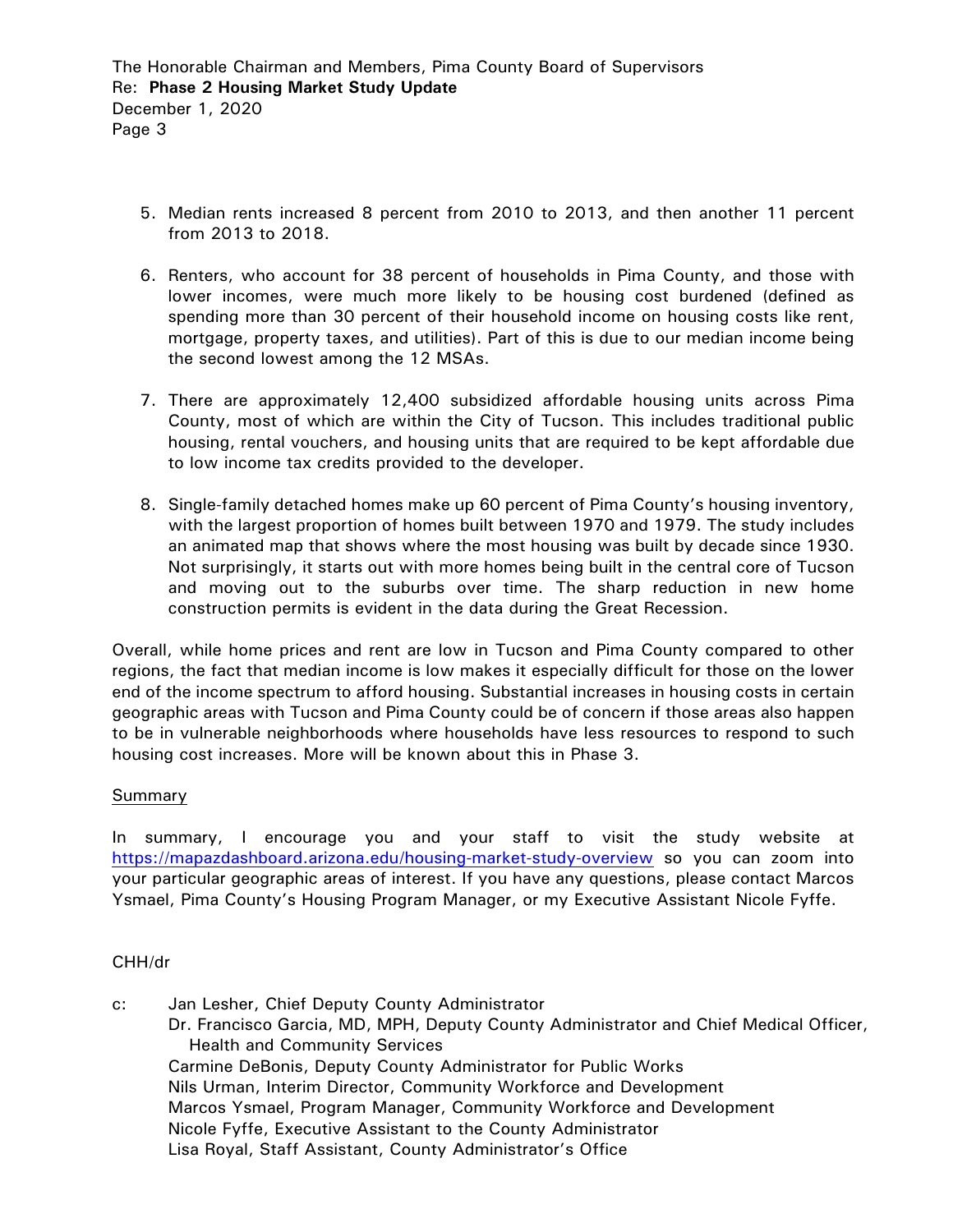5. Median rents increased 8 percent from 2010 to 2013, and then another 11 percent from 2013 to 2018.

6. Renters, who account for 38 percent of households in Pima County, and those with lower incomes, were much more likely to be housing cost burdened (defined as spending more than 30 percent of their household income on housing costs like rent, mortgage, property taxes, and utilities). Part of this is due to our median income being the second lowest among the 12 MSAs.

7. There are approximately 12,400 subsidized affordable housing units across Pima County, most of which are within the City of Tucson. This includes traditional public housing, rental vouchers, and housing units that are required to be kept affordable due to low income tax credits provided to the developer.

8. Single-family detached homes make up 60 percent of Pima County's housing inventory, with the largest proportion of homes built between 1970 and 1979. The study includes an animated map that shows where the most housing was built by decade since 1930. Not surprisingly, it starts out with more homes being built in the central core of Tucson and moving out to the suburbs over time. The sharp reduction in new home construction permits is evident in the data during the Great Recession.

Overall, while home prices and rent are low in Tucson and Pima County compared to other regions, the fact that median income is low makes it especially difficult for those on the lower end of the income spectrum to afford housing. Substantial increases in housing costs in certain geographic areas with Tucson and Pima County could be of concern if those areas also happen to be in vulnerable neighborhoods where households have less resources to respond to such housing cost increases. More will be known about this in Phase 3.

## Summary

In summary, I encourage you and your staff to visit the study website at https://mapazdashboard.arizona.edu/housing-market-study-overview so you can zoom into your particular geographic areas of interest. If you have any questions, please contact Marcos Ysmael, Pima County's Housing Program Manager, or my Executive Assistant Nicole Fyffe.

CHH/dr

c: Jan Lesher, Chief Deputy County Administrator
Dr. Francisco Garcia, MD, MPH, Deputy County Administrator and Chief Medical Officer, Health and Community Services
Carmine DeBonis, Deputy County Administrator for Public Works
Nils Urman, Interim Director, Community Workforce and Development
Marcos Ysmael, Program Manager, Community Workforce and Development
Nicole Fyffe, Executive Assistant to the County Administrator
Lisa Royal, Staff Assistant, County Administrator's Office